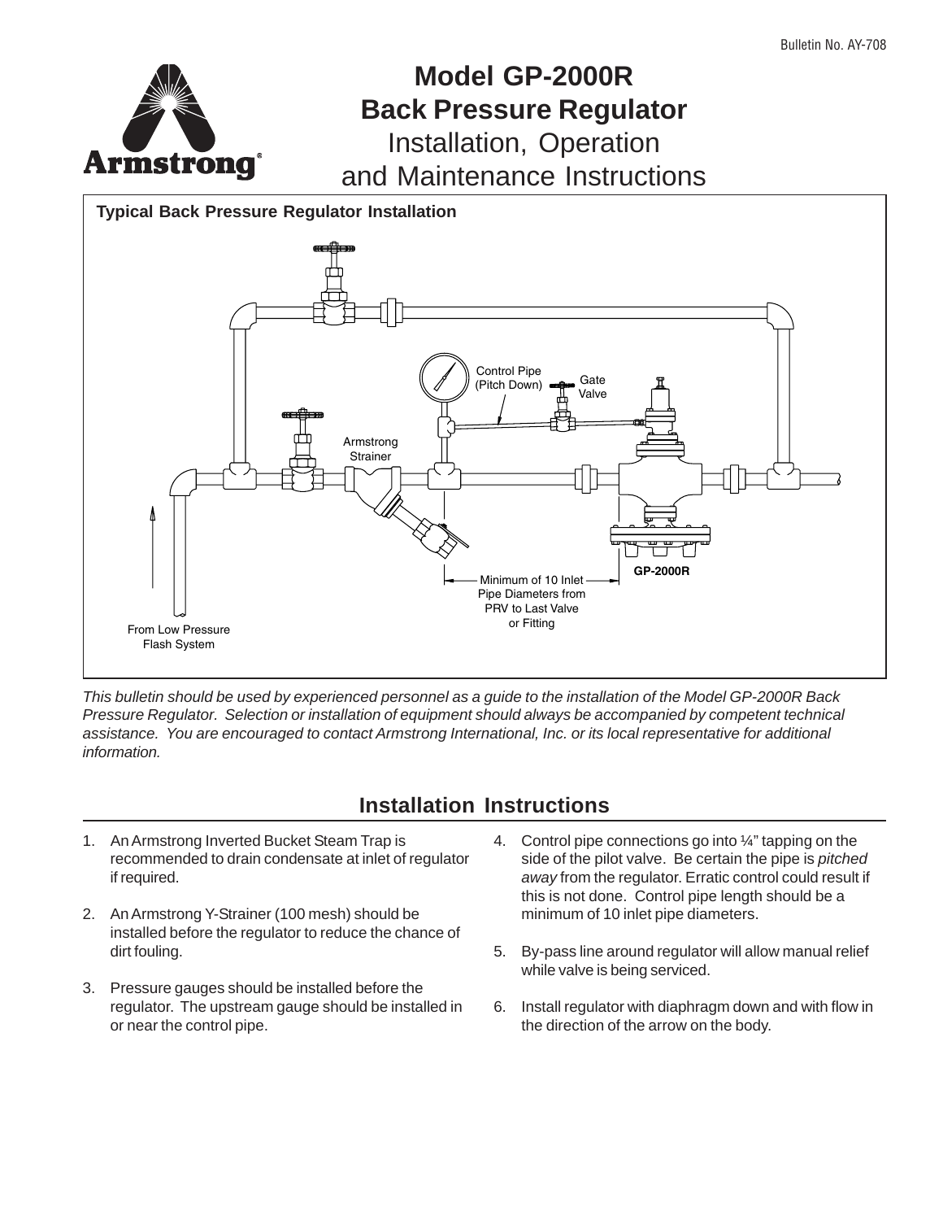Bulletin No. AY-708

# Model GP-2000R Back Pressure Regulator

## Installation, Operation and Maintenance Instructions

**Typical Back Pressure Regulator Installation**

Control Pipe (Pitch Down)

Gate Valve

Armstrong Strainer

Minimum of 10 Inlet Pipe Diameters from PRV to Last Valve or Fitting

GP-2000R

From Low Pressure Flash System

*This bulletin should be used by experienced personnel as a guide to the installation of the Model GP-2000R Back Pressure Regulator. Selection or installation of equipment should always be accompanied by competent technical assistance. You are encouraged to contact Armstrong International, Inc. or its local representative for additional information.*

## Installation Instructions

1. An Armstrong Inverted Bucket Steam Trap is recommended to drain condensate at inlet of regulator if required.

2. An Armstrong Y-Strainer (100 mesh) should be installed before the regulator to reduce the chance of dirt fouling.

3. Pressure gauges should be installed before the regulator. The upstream gauge should be installed in or near the control pipe.

4. Control pipe connections go into ¼" tapping on the side of the pilot valve. Be certain the pipe is *pitched away* from the regulator. Erratic control could result if this is not done. Control pipe length should be a minimum of 10 inlet pipe diameters.

5. By-pass line around regulator will allow manual relief while valve is being serviced.

6. Install regulator with diaphragm down and with flow in the direction of the arrow on the body.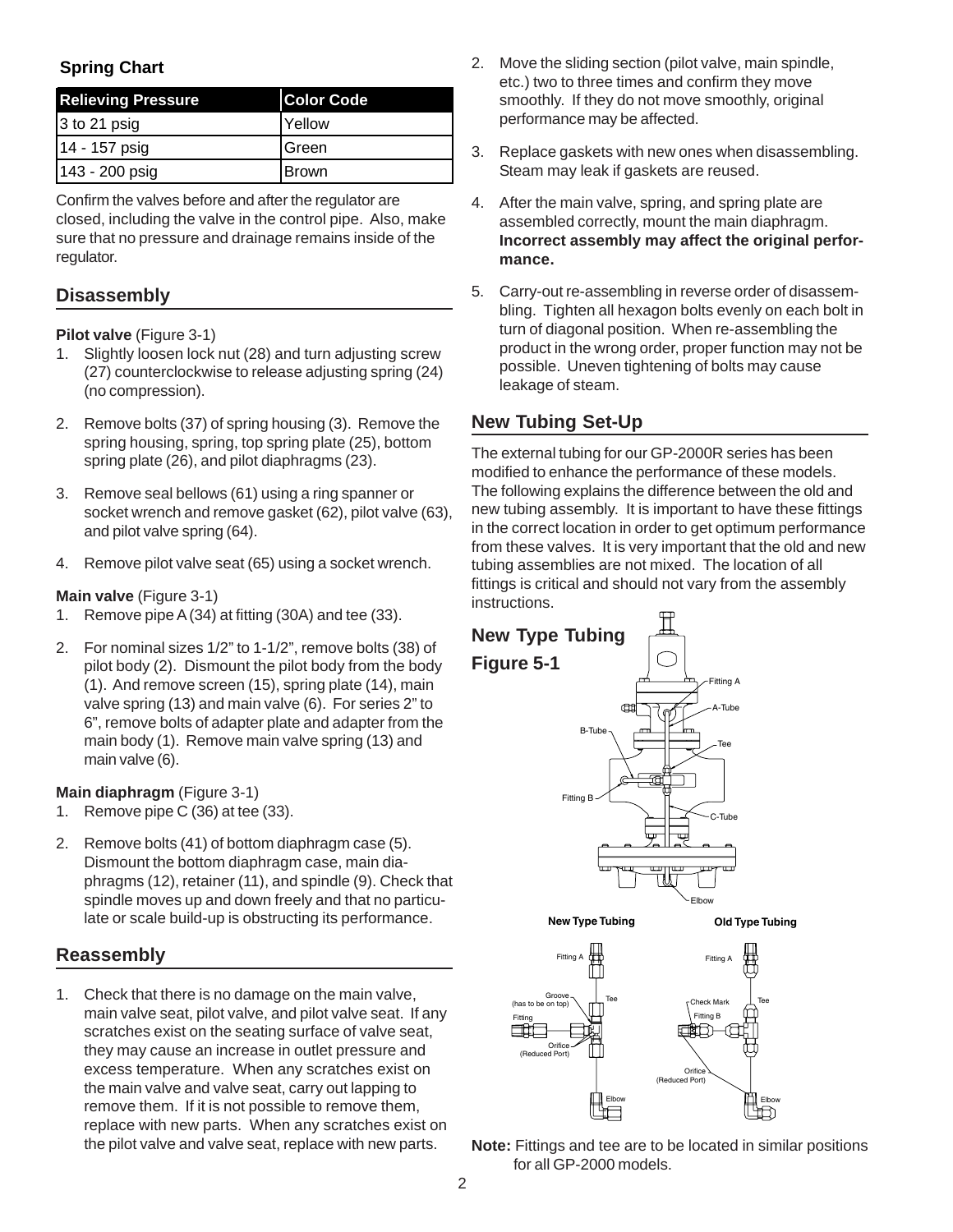### Spring Chart

| Relieving Pressure | Color Code |
| --- | --- |
| 3 to 21 psig | Yellow |
| 14 - 157 psig | Green |
| 143 - 200 psig | Brown |

Confirm the valves before and after the regulator are closed, including the valve in the control pipe. Also, make sure that no pressure and drainage remains inside of the regulator.

## Disassembly

**Pilot valve** (Figure 3-1)

1. Slightly loosen lock nut (28) and turn adjusting screw (27) counterclockwise to release adjusting spring (24) (no compression).
2. Remove bolts (37) of spring housing (3). Remove the spring housing, spring, top spring plate (25), bottom spring plate (26), and pilot diaphragms (23).
3. Remove seal bellows (61) using a ring spanner or socket wrench and remove gasket (62), pilot valve (63), and pilot valve spring (64).
4. Remove pilot valve seat (65) using a socket wrench.

**Main valve** (Figure 3-1)

1. Remove pipe A (34) at fitting (30A) and tee (33).
2. For nominal sizes 1/2" to 1-1/2", remove bolts (38) of pilot body (2). Dismount the pilot body from the body (1). And remove screen (15), spring plate (14), main valve spring (13) and main valve (6). For series 2" to 6", remove bolts of adapter plate and adapter from the main body (1). Remove main valve spring (13) and main valve (6).

**Main diaphragm** (Figure 3-1)

1. Remove pipe C (36) at tee (33).
2. Remove bolts (41) of bottom diaphragm case (5). Dismount the bottom diaphragm case, main diaphragms (12), retainer (11), and spindle (9). Check that spindle moves up and down freely and that no particulate or scale build-up is obstructing its performance.

## Reassembly

1. Check that there is no damage on the main valve, main valve seat, pilot valve, and pilot valve seat. If any scratches exist on the seating surface of valve seat, they may cause an increase in outlet pressure and excess temperature. When any scratches exist on the main valve and valve seat, carry out lapping to remove them. If it is not possible to remove them, replace with new parts. When any scratches exist on the pilot valve and valve seat, replace with new parts.
2. Move the sliding section (pilot valve, main spindle, etc.) two to three times and confirm they move smoothly. If they do not move smoothly, original performance may be affected.
3. Replace gaskets with new ones when disassembling. Steam may leak if gaskets are reused.
4. After the main valve, spring, and spring plate are assembled correctly, mount the main diaphragm. **Incorrect assembly may affect the original performance.**
5. Carry-out re-assembling in reverse order of disassembling. Tighten all hexagon bolts evenly on each bolt in turn of diagonal position. When re-assembling the product in the wrong order, proper function may not be possible. Uneven tightening of bolts may cause leakage of steam.

## New Tubing Set-Up

The external tubing for our GP-2000R series has been modified to enhance the performance of these models. The following explains the difference between the old and new tubing assembly. It is important to have these fittings in the correct location in order to get optimum performance from these valves. It is very important that the old and new tubing assemblies are not mixed. The location of all fittings is critical and should not vary from the assembly instructions.

### New Type Tubing
### Figure 5-1

Fitting A, A-Tube, B-Tube, Tee, Fitting B, C-Tube, Elbow

New Type Tubing: Fitting A, Groove (has to be on top), Tee, Fitting, Orifice (Reduced Port), Elbow

Old Type Tubing: Fitting A, Check Mark, Tee, Fitting B, Orifice (Reduced Port), Elbow

**Note:** Fittings and tee are to be located in similar positions for all GP-2000 models.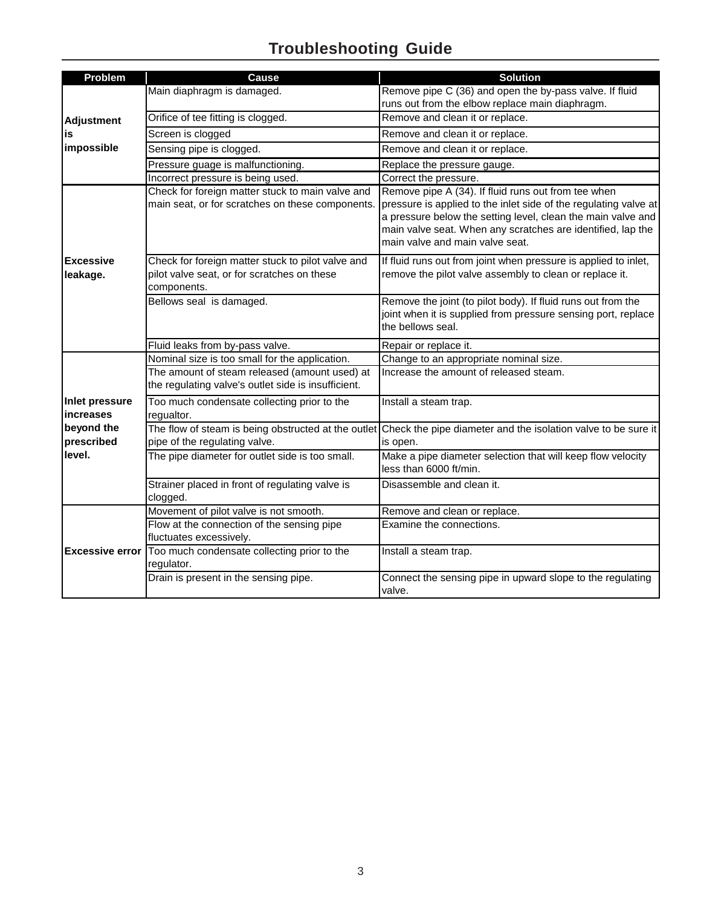# Troubleshooting Guide

| Problem | Cause | Solution |
|---|---|---|
| Adjustment is impossible | Main diaphragm is damaged. | Remove pipe C (36) and open the by-pass valve. If fluid runs out from the elbow replace main diaphragm. |
| | Orifice of tee fitting is clogged. | Remove and clean it or replace. |
| | Screen is clogged | Remove and clean it or replace. |
| | Sensing pipe is clogged. | Remove and clean it or replace. |
| | Pressure guage is malfunctioning. | Replace the pressure gauge. |
| | Incorrect pressure is being used. | Correct the pressure. |
| Excessive leakage. | Check for foreign matter stuck to main valve and main seat, or for scratches on these components. | Remove pipe A (34). If fluid runs out from tee when pressure is applied to the inlet side of the regulating valve at a pressure below the setting level, clean the main valve and main valve seat. When any scratches are identified, lap the main valve and main valve seat. |
| | Check for foreign matter stuck to pilot valve and pilot valve seat, or for scratches on these components. | If fluid runs out from joint when pressure is applied to inlet, remove the pilot valve assembly to clean or replace it. |
| | Bellows seal is damaged. | Remove the joint (to pilot body). If fluid runs out from the joint when it is supplied from pressure sensing port, replace the bellows seal. |
| | Fluid leaks from by-pass valve. | Repair or replace it. |
| Inlet pressure increases beyond the prescribed level. | Nominal size is too small for the application. | Change to an appropriate nominal size. |
| | The amount of steam released (amount used) at the regulating valve's outlet side is insufficient. | Increase the amount of released steam. |
| | Too much condensate collecting prior to the regualtor. | Install a steam trap. |
| | The flow of steam is being obstructed at the outlet pipe of the regulating valve. | Check the pipe diameter and the isolation valve to be sure it is open. |
| | The pipe diameter for outlet side is too small. | Make a pipe diameter selection that will keep flow velocity less than 6000 ft/min. |
| | Strainer placed in front of regulating valve is clogged. | Disassemble and clean it. |
| Excessive error | Movement of pilot valve is not smooth. | Remove and clean or replace. |
| | Flow at the connection of the sensing pipe fluctuates excessively. | Examine the connections. |
| | Too much condensate collecting prior to the regulator. | Install a steam trap. |
| | Drain is present in the sensing pipe. | Connect the sensing pipe in upward slope to the regulating valve. |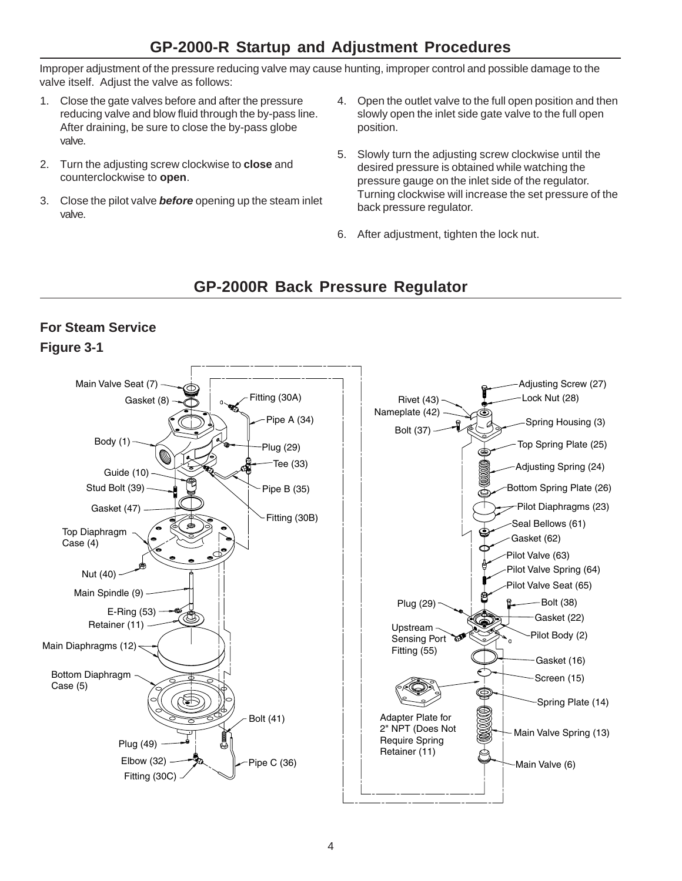## GP-2000-R Startup and Adjustment Procedures

Improper adjustment of the pressure reducing valve may cause hunting, improper control and possible damage to the valve itself. Adjust the valve as follows:

1. Close the gate valves before and after the pressure reducing valve and blow fluid through the by-pass line. After draining, be sure to close the by-pass globe valve.
2. Turn the adjusting screw clockwise to **close** and counterclockwise to **open**.
3. Close the pilot valve ***before*** opening up the steam inlet valve.
4. Open the outlet valve to the full open position and then slowly open the inlet side gate valve to the full open position.
5. Slowly turn the adjusting screw clockwise until the desired pressure is obtained while watching the pressure gauge on the inlet side of the regulator. Turning clockwise will increase the set pressure of the back pressure regulator.
6. After adjustment, tighten the lock nut.

## GP-2000R Back Pressure Regulator

### For Steam Service

### Figure 3-1

Main Valve Seat (7)
Gasket (8)
Fitting (30A)
Pipe A (34)
Body (1)
Plug (29)
Tee (33)
Guide (10)
Stud Bolt (39)
Pipe B (35)
Gasket (47)
Fitting (30B)
Top Diaphragm Case (4)
Nut (40)
Main Spindle (9)
E-Ring (53)
Retainer (11)
Main Diaphragms (12)
Bottom Diaphragm Case (5)
Bolt (41)
Plug (49)
Elbow (32)
Pipe C (36)
Fitting (30C)

Adjusting Screw (27)
Lock Nut (28)
Rivet (43)
Nameplate (42)
Spring Housing (3)
Bolt (37)
Top Spring Plate (25)
Adjusting Spring (24)
Bottom Spring Plate (26)
Pilot Diaphragms (23)
Seal Bellows (61)
Gasket (62)
Pilot Valve (63)
Pilot Valve Spring (64)
Pilot Valve Seat (65)
Plug (29)
Bolt (38)
Gasket (22)
Upstream Sensing Port Fitting (55)
Pilot Body (2)
Gasket (16)
Screen (15)
Spring Plate (14)
Adapter Plate for 2" NPT (Does Not Require Spring Retainer (11)
Main Valve Spring (13)
Main Valve (6)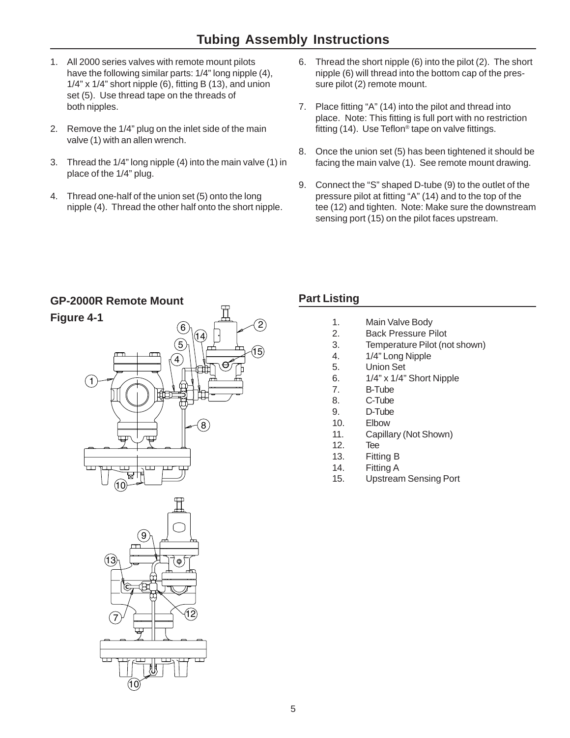# Tubing Assembly Instructions

1. All 2000 series valves with remote mount pilots have the following similar parts: 1/4" long nipple (4), 1/4" x 1/4" short nipple (6), fitting B (13), and union set (5). Use thread tape on the threads of both nipples.

2. Remove the 1/4" plug on the inlet side of the main valve (1) with an allen wrench.

3. Thread the 1/4" long nipple (4) into the main valve (1) in place of the 1/4" plug.

4. Thread one-half of the union set (5) onto the long nipple (4). Thread the other half onto the short nipple.

6. Thread the short nipple (6) into the pilot (2). The short nipple (6) will thread into the bottom cap of the pressure pilot (2) remote mount.

7. Place fitting "A" (14) into the pilot and thread into place. Note: This fitting is full port with no restriction fitting (14). Use Teflon® tape on valve fittings.

8. Once the union set (5) has been tightened it should be facing the main valve (1). See remote mount drawing.

9. Connect the "S" shaped D-tube (9) to the outlet of the pressure pilot at fitting "A" (14) and to the top of the tee (12) and tighten. Note: Make sure the downstream sensing port (15) on the pilot faces upstream.

## GP-2000R Remote Mount

**Figure 4-1**

## Part Listing

1. Main Valve Body
2. Back Pressure Pilot
3. Temperature Pilot (not shown)
4. 1/4" Long Nipple
5. Union Set
6. 1/4" x 1/4" Short Nipple
7. B-Tube
8. C-Tube
9. D-Tube
10. Elbow
11. Capillary (Not Shown)
12. Tee
13. Fitting B
14. Fitting A
15. Upstream Sensing Port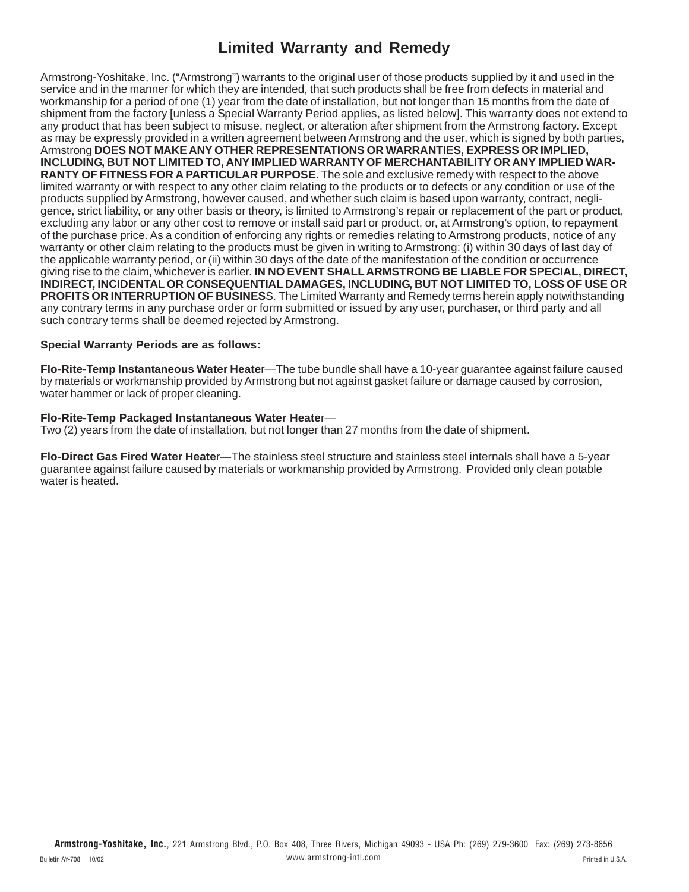# Limited Warranty and Remedy

Armstrong-Yoshitake, Inc. ("Armstrong") warrants to the original user of those products supplied by it and used in the service and in the manner for which they are intended, that such products shall be free from defects in material and workmanship for a period of one (1) year from the date of installation, but not longer than 15 months from the date of shipment from the factory [unless a Special Warranty Period applies, as listed below]. This warranty does not extend to any product that has been subject to misuse, neglect, or alteration after shipment from the Armstrong factory. Except as may be expressly provided in a written agreement between Armstrong and the user, which is signed by both parties, Armstrong **DOES NOT MAKE ANY OTHER REPRESENTATIONS OR WARRANTIES, EXPRESS OR IMPLIED, INCLUDING, BUT NOT LIMITED TO, ANY IMPLIED WARRANTY OF MERCHANTABILITY OR ANY IMPLIED WARRANTY OF FITNESS FOR A PARTICULAR PURPOSE**. The sole and exclusive remedy with respect to the above limited warranty or with respect to any other claim relating to the products or to defects or any condition or use of the products supplied by Armstrong, however caused, and whether such claim is based upon warranty, contract, negligence, strict liability, or any other basis or theory, is limited to Armstrong's repair or replacement of the part or product, excluding any labor or any other cost to remove or install said part or product, or, at Armstrong's option, to repayment of the purchase price. As a condition of enforcing any rights or remedies relating to Armstrong products, notice of any warranty or other claim relating to the products must be given in writing to Armstrong: (i) within 30 days of last day of the applicable warranty period, or (ii) within 30 days of the date of the manifestation of the condition or occurrence giving rise to the claim, whichever is earlier. **IN NO EVENT SHALL ARMSTRONG BE LIABLE FOR SPECIAL, DIRECT, INDIRECT, INCIDENTAL OR CONSEQUENTIAL DAMAGES, INCLUDING, BUT NOT LIMITED TO, LOSS OF USE OR PROFITS OR INTERRUPTION OF BUSINES**S. The Limited Warranty and Remedy terms herein apply notwithstanding any contrary terms in any purchase order or form submitted or issued by any user, purchaser, or third party and all such contrary terms shall be deemed rejected by Armstrong.

**Special Warranty Periods are as follows:**

**Flo-Rite-Temp Instantaneous Water Heate**r—The tube bundle shall have a 10-year guarantee against failure caused by materials or workmanship provided by Armstrong but not against gasket failure or damage caused by corrosion, water hammer or lack of proper cleaning.

**Flo-Rite-Temp Packaged Instantaneous Water Heate**r—
Two (2) years from the date of installation, but not longer than 27 months from the date of shipment.

**Flo-Direct Gas Fired Water Heate**r—The stainless steel structure and stainless steel internals shall have a 5-year guarantee against failure caused by materials or workmanship provided by Armstrong. Provided only clean potable water is heated.

**Armstrong-Yoshitake, Inc.**, 221 Armstrong Blvd., P.O. Box 408, Three Rivers, Michigan 49093 - USA Ph: (269) 279-3600 Fax: (269) 273-8656

Bulletin AY-708 10/02 www.armstrong-intl.com Printed in U.S.A.